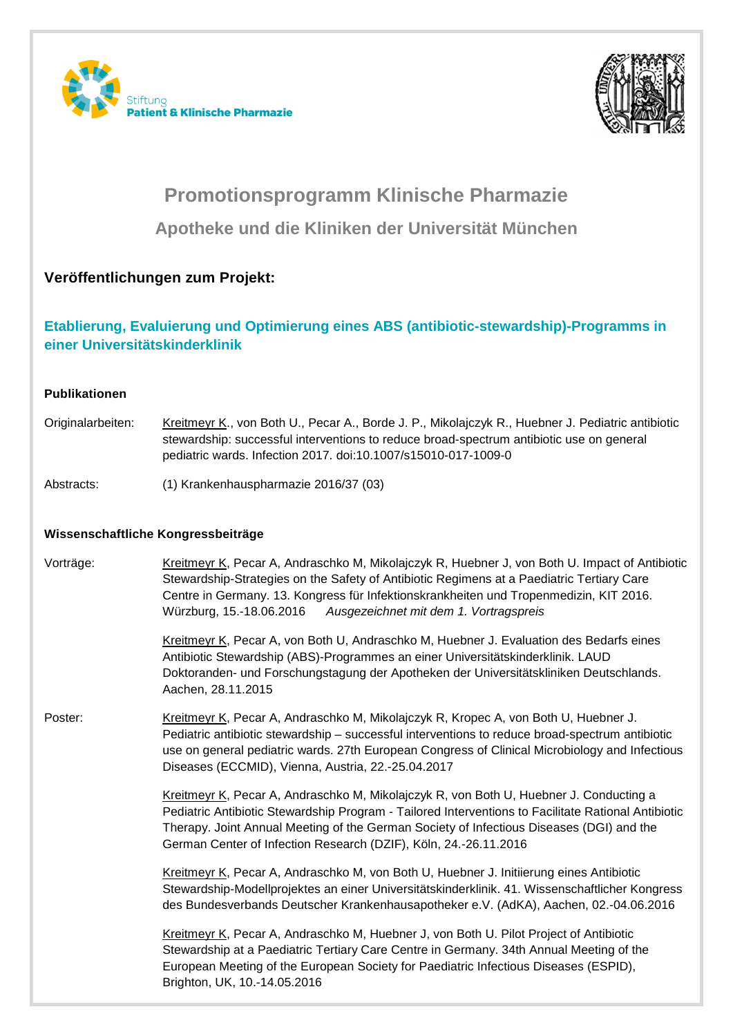Stiftung
**Patient & Klinische Pharmazie**

# Promotionsprogramm Klinische Pharmazie

## Apotheke und die Kliniken der Universität München

### Veröffentlichungen zum Projekt:

### Etablierung, Evaluierung und Optimierung eines ABS (antibiotic-stewardship)-Programms in einer Universitätskinderklinik

#### Publikationen

Originalarbeiten: Kreitmeyr K., von Both U., Pecar A., Borde J. P., Mikolajczyk R., Huebner J. Pediatric antibiotic stewardship: successful interventions to reduce broad-spectrum antibiotic use on general pediatric wards. Infection 2017. doi:10.1007/s15010-017-1009-0

Abstracts: (1) Krankenhauspharmazie 2016/37 (03)

#### Wissenschaftliche Kongressbeiträge

Vorträge:

Kreitmeyr K, Pecar A, Andraschko M, Mikolajczyk R, Huebner J, von Both U. Impact of Antibiotic Stewardship-Strategies on the Safety of Antibiotic Regimens at a Paediatric Tertiary Care Centre in Germany. 13. Kongress für Infektionskrankheiten und Tropenmedizin, KIT 2016. Würzburg, 15.-18.06.2016 *Ausgezeichnet mit dem 1. Vortragspreis*

Kreitmeyr K, Pecar A, von Both U, Andraschko M, Huebner J. Evaluation des Bedarfs eines Antibiotic Stewardship (ABS)-Programmes an einer Universitätskinderklinik. LAUD Doktoranden- und Forschungstagung der Apotheken der Universitätskliniken Deutschlands. Aachen, 28.11.2015

Poster:

Kreitmeyr K, Pecar A, Andraschko M, Mikolajczyk R, Kropec A, von Both U, Huebner J. Pediatric antibiotic stewardship – successful interventions to reduce broad-spectrum antibiotic use on general pediatric wards. 27th European Congress of Clinical Microbiology and Infectious Diseases (ECCMID), Vienna, Austria, 22.-25.04.2017

Kreitmeyr K, Pecar A, Andraschko M, Mikolajczyk R, von Both U, Huebner J. Conducting a Pediatric Antibiotic Stewardship Program - Tailored Interventions to Facilitate Rational Antibiotic Therapy. Joint Annual Meeting of the German Society of Infectious Diseases (DGI) and the German Center of Infection Research (DZIF), Köln, 24.-26.11.2016

Kreitmeyr K, Pecar A, Andraschko M, von Both U, Huebner J. Initiierung eines Antibiotic Stewardship-Modellprojektes an einer Universitätskinderklinik. 41. Wissenschaftlicher Kongress des Bundesverbands Deutscher Krankenhausapotheker e.V. (AdKA), Aachen, 02.-04.06.2016

Kreitmeyr K, Pecar A, Andraschko M, Huebner J, von Both U. Pilot Project of Antibiotic Stewardship at a Paediatric Tertiary Care Centre in Germany. 34th Annual Meeting of the European Meeting of the European Society for Paediatric Infectious Diseases (ESPID), Brighton, UK, 10.-14.05.2016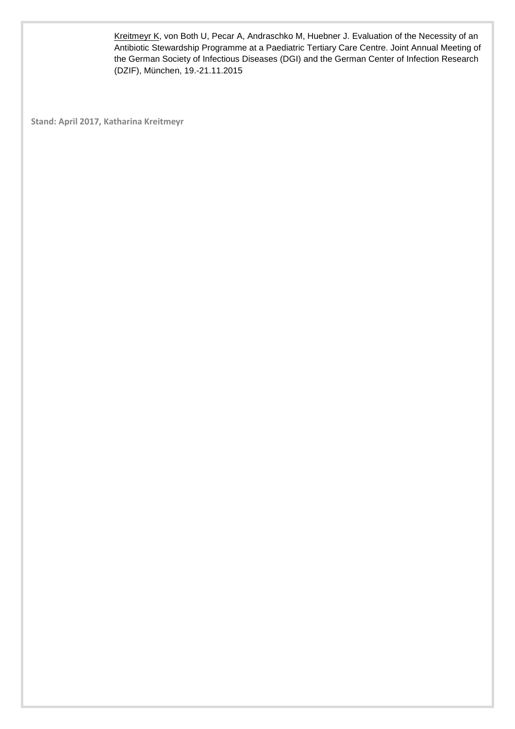Kreitmeyr K, von Both U, Pecar A, Andraschko M, Huebner J. Evaluation of the Necessity of an Antibiotic Stewardship Programme at a Paediatric Tertiary Care Centre. Joint Annual Meeting of the German Society of Infectious Diseases (DGI) and the German Center of Infection Research (DZIF), München, 19.-21.11.2015

**Stand: April 2017, Katharina Kreitmeyr**